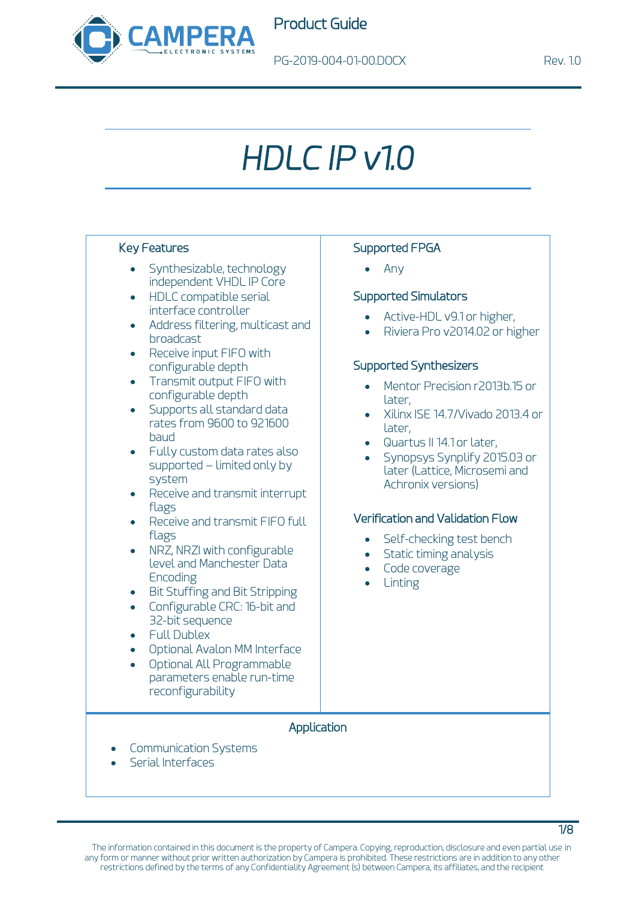# HDLC IP v1.0

## Key Features

- Synthesizable, technology independent VHDL IP Core
- HDLC compatible serial interface controller
- Address filtering, multicast and broadcast
- Receive input FIFO with configurable depth
- Transmit output FIFO with configurable depth
- Supports all standard data rates from 9600 to 921600 baud
- Fully custom data rates also supported – limited only by system
- Receive and transmit interrupt flags
- Receive and transmit FIFO full flags
- NRZ, NRZI with configurable level and Manchester Data Encoding
- Bit Stuffing and Bit Stripping
- Configurable CRC: 16-bit and 32-bit sequence
- Full Dublex
- Optional Avalon MM Interface
- Optional All Programmable parameters enable run-time reconfigurability

## Supported FPGA

- Any

## Supported Simulators

- Active-HDL v9.1 or higher,
- Riviera Pro v2014.02 or higher

## Supported Synthesizers

- Mentor Precision r2013b.15 or later,
- Xilinx ISE 14.7/Vivado 2013.4 or later,
- Quartus II 14.1 or later,
- Synopsys Synplify 2015.03 or later (Lattice, Microsemi and Achronix versions)

## Verification and Validation Flow

- Self-checking test bench
- Static timing analysis
- Code coverage
- Linting

## Application

- Communication Systems
- Serial Interfaces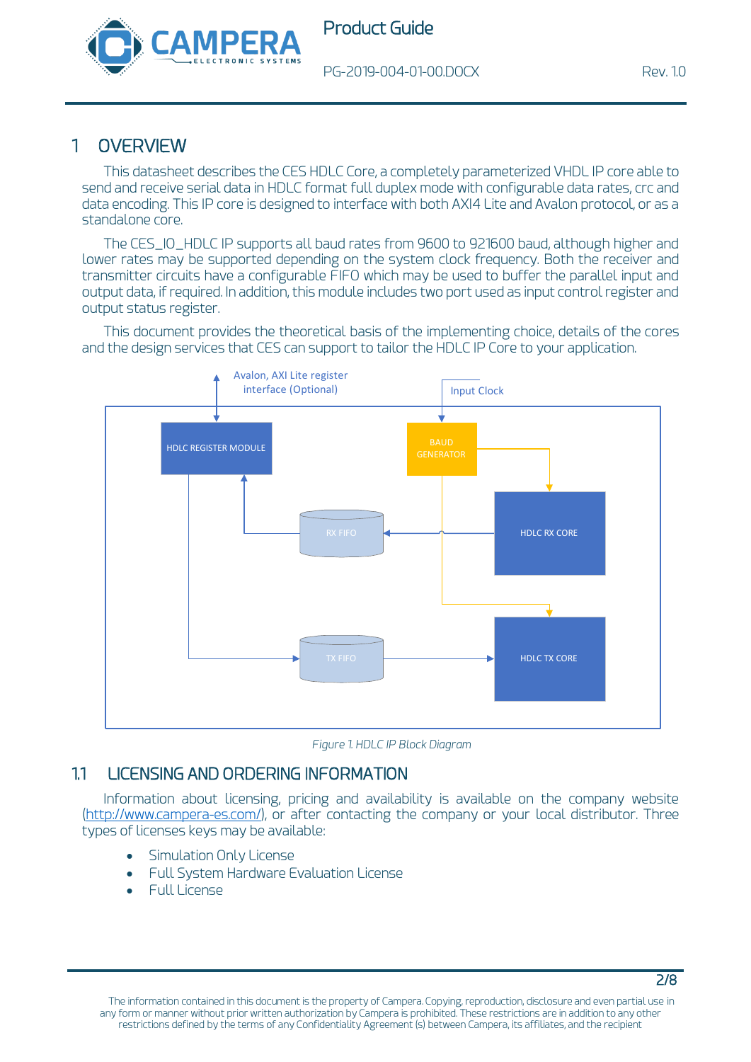# 1 OVERVIEW

This datasheet describes the CES HDLC Core, a completely parameterized VHDL IP core able to send and receive serial data in HDLC format full duplex mode with configurable data rates, crc and data encoding. This IP core is designed to interface with both AXI4 Lite and Avalon protocol, or as a standalone core.

The CES_IO_HDLC IP supports all baud rates from 9600 to 921600 baud, although higher and lower rates may be supported depending on the system clock frequency. Both the receiver and transmitter circuits have a configurable FIFO which may be used to buffer the parallel input and output data, if required. In addition, this module includes two port used as input control register and output status register.

This document provides the theoretical basis of the implementing choice, details of the cores and the design services that CES can support to tailor the HDLC IP Core to your application.

Avalon, AXI Lite register interface (Optional)

Input Clock

HDLC REGISTER MODULE

BAUD GENERATOR

RX FIFO

HDLC RX CORE

TX FIFO

HDLC TX CORE

*Figure 1. HDLC IP Block Diagram*

## 1.1 LICENSING AND ORDERING INFORMATION

Information about licensing, pricing and availability is available on the company website (http://www.campera-es.com/), or after contacting the company or your local distributor. Three types of licenses keys may be available:

- Simulation Only License
- Full System Hardware Evaluation License
- Full License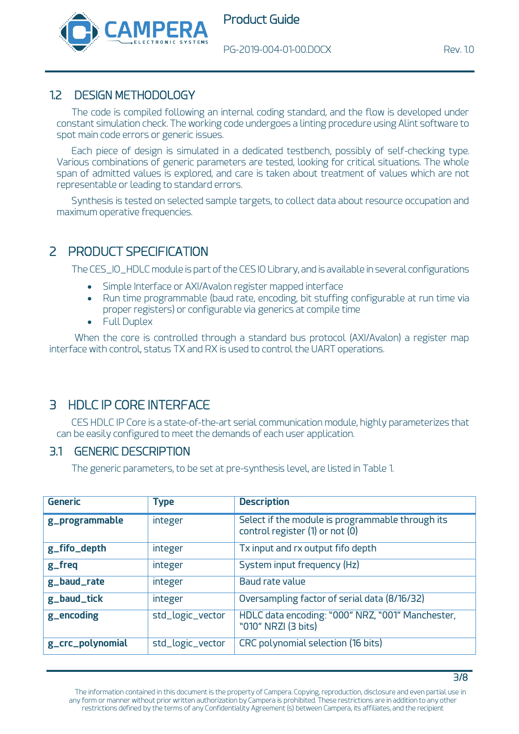## 1.2 DESIGN METHODOLOGY

The code is compiled following an internal coding standard, and the flow is developed under constant simulation check. The working code undergoes a linting procedure using Alint software to spot main code errors or generic issues.

Each piece of design is simulated in a dedicated testbench, possibly of self-checking type. Various combinations of generic parameters are tested, looking for critical situations. The whole span of admitted values is explored, and care is taken about treatment of values which are not representable or leading to standard errors.

Synthesis is tested on selected sample targets, to collect data about resource occupation and maximum operative frequencies.

# 2 PRODUCT SPECIFICATION

The CES_IO_HDLC module is part of the CES IO Library, and is available in several configurations

- Simple Interface or AXI/Avalon register mapped interface
- Run time programmable (baud rate, encoding, bit stuffing configurable at run time via proper registers) or configurable via generics at compile time
- Full Duplex

When the core is controlled through a standard bus protocol (AXI/Avalon) a register map interface with control, status TX and RX is used to control the UART operations.

# 3 HDLC IP CORE INTERFACE

CES HDLC IP Core is a state-of-the-art serial communication module, highly parameterizes that can be easily configured to meet the demands of each user application.

## 3.1 GENERIC DESCRIPTION

The generic parameters, to be set at pre-synthesis level, are listed in Table 1.

| Generic | Type | Description |
|---|---|---|
| **g_programmable** | integer | Select if the module is programmable through its control register (1) or not (0) |
| **g_fifo_depth** | integer | Tx input and rx output fifo depth |
| **g_freq** | integer | System input frequency (Hz) |
| **g_baud_rate** | integer | Baud rate value |
| **g_baud_tick** | integer | Oversampling factor of serial data (8/16/32) |
| **g_encoding** | std_logic_vector | HDLC data encoding: "000" NRZ, "001" Manchester, "010" NRZI (3 bits) |
| **g_crc_polynomial** | std_logic_vector | CRC polynomial selection (16 bits) |

The information contained in this document is the property of Campera. Copying, reproduction, disclosure and even partial use in any form or manner without prior written authorization by Campera is prohibited. These restrictions are in addition to any other restrictions defined by the terms of any Confidentiality Agreement (s) between Campera, its affiliates, and the recipient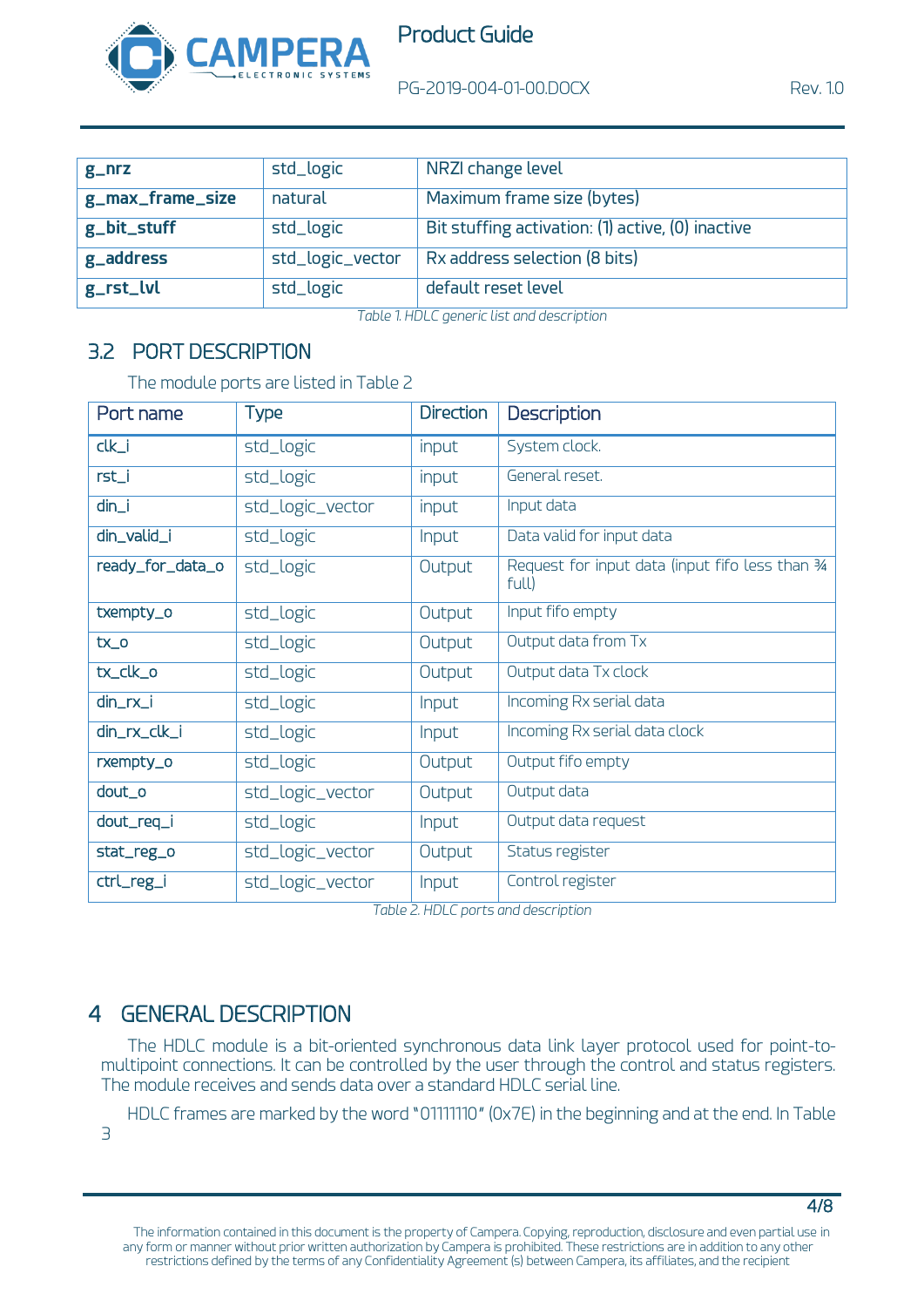| g_nrz | std_logic | NRZI change level |
|---|---|---|
| g_max_frame_size | natural | Maximum frame size (bytes) |
| g_bit_stuff | std_logic | Bit stuffing activation: (1) active, (0) inactive |
| g_address | std_logic_vector | Rx address selection (8 bits) |
| g_rst_lvl | std_logic | default reset level |

*Table 1. HDLC generic list and description*

## 3.2 PORT DESCRIPTION

The module ports are listed in Table 2

| Port name | Type | Direction | Description |
|---|---|---|---|
| clk_i | std_logic | input | System clock. |
| rst_i | std_logic | input | General reset. |
| din_i | std_logic_vector | input | Input data |
| din_valid_i | std_logic | Input | Data valid for input data |
| ready_for_data_o | std_logic | Output | Request for input data (input fifo less than ¾ full) |
| txempty_o | std_logic | Output | Input fifo empty |
| tx_o | std_logic | Output | Output data from Tx |
| tx_clk_o | std_logic | Output | Output data Tx clock |
| din_rx_i | std_logic | Input | Incoming Rx serial data |
| din_rx_clk_i | std_logic | Input | Incoming Rx serial data clock |
| rxempty_o | std_logic | Output | Output fifo empty |
| dout_o | std_logic_vector | Output | Output data |
| dout_req_i | std_logic | Input | Output data request |
| stat_reg_o | std_logic_vector | Output | Status register |
| ctrl_reg_i | std_logic_vector | Input | Control register |

*Table 2. HDLC ports and description*

# 4 GENERAL DESCRIPTION

The HDLC module is a bit-oriented synchronous data link layer protocol used for point-to-multipoint connections. It can be controlled by the user through the control and status registers. The module receives and sends data over a standard HDLC serial line.

HDLC frames are marked by the word "01111110" (0x7E) in the beginning and at the end. In Table 3

The information contained in this document is the property of Campera. Copying, reproduction, disclosure and even partial use in any form or manner without prior written authorization by Campera is prohibited. These restrictions are in addition to any other restrictions defined by the terms of any Confidentiality Agreement (s) between Campera, its affiliates, and the recipient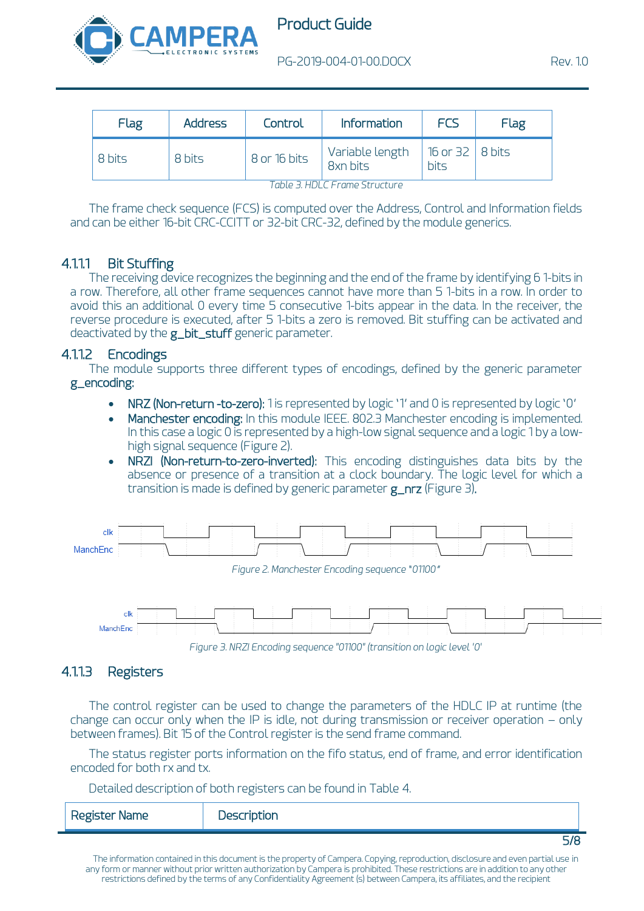| Flag | Address | Control | Information | FCS | Flag |
|---|---|---|---|---|---|
| 8 bits | 8 bits | 8 or 16 bits | Variable length 8xn bits | 16 or 32 bits | 8 bits |

*Table 3. HDLC Frame Structure*

The frame check sequence (FCS) is computed over the Address, Control and Information fields and can be either 16-bit CRC-CCITT or 32-bit CRC-32, defined by the module generics.

#### 4.1.1.1 Bit Stuffing

The receiving device recognizes the beginning and the end of the frame by identifying 6 1-bits in a row. Therefore, all other frame sequences cannot have more than 5 1-bits in a row. In order to avoid this an additional 0 every time 5 consecutive 1-bits appear in the data. In the receiver, the reverse procedure is executed, after 5 1-bits a zero is removed. Bit stuffing can be activated and deactivated by the **g_bit_stuff** generic parameter.

#### 4.1.1.2 Encodings

The module supports three different types of encodings, defined by the generic parameter **g_encoding**:

- **NRZ (Non-return -to-zero):** 1 is represented by logic '1' and 0 is represented by logic '0'
- **Manchester encoding:** In this module IEEE. 802.3 Manchester encoding is implemented. In this case a logic 0 is represented by a high-low signal sequence and a logic 1 by a low-high signal sequence (Figure 2).
- **NRZI (Non-return-to-zero-inverted):** This encoding distinguishes data bits by the absence or presence of a transition at a clock boundary. The logic level for which a transition is made is defined by generic parameter **g_nrz** (Figure 3).

*Figure 2. Manchester Encoding sequence "01100"*

*Figure 3. NRZI Encoding sequence "01100" (transition on logic level '0'*

#### 4.1.1.3 Registers

The control register can be used to change the parameters of the HDLC IP at runtime (the change can occur only when the IP is idle, not during transmission or receiver operation – only between frames). Bit 15 of the Control register is the send frame command.

The status register ports information on the fifo status, end of frame, and error identification encoded for both rx and tx.

Detailed description of both registers can be found in Table 4.

| Register Name | Description |
|---|---|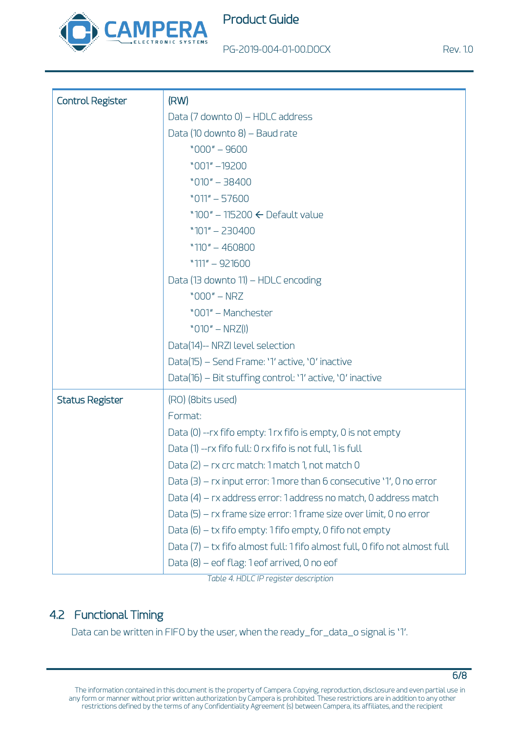| Control Register | (RW)<br>Data (7 downto 0) – HDLC address<br>Data (10 downto 8) – Baud rate<br>"000" – 9600<br>"001" –19200<br>"010" – 38400<br>"011" – 57600<br>"100" – 115200 ← Default value<br>"101" – 230400<br>"110" – 460800<br>"111" – 921600<br>Data (13 downto 11) – HDLC encoding<br>"000" – NRZ<br>"001" – Manchester<br>"010" – NRZ(I)<br>Data(14)-- NRZI level selection<br>Data(15) – Send Frame: '1' active, '0' inactive<br>Data(16) – Bit stuffing control: '1' active, '0' inactive |
|---|---|
| Status Register | (RO) (8bits used)<br>Format:<br>Data (0) --rx fifo empty: 1 rx fifo is empty, 0 is not empty<br>Data (1) --rx fifo full: 0 rx fifo is not full, 1 is full<br>Data (2) – rx crc match: 1 match 1, not match 0<br>Data (3) – rx input error: 1 more than 6 consecutive '1', 0 no error<br>Data (4) – rx address error: 1 address no match, 0 address match<br>Data (5) – rx frame size error: 1 frame size over limit, 0 no error<br>Data (6) – tx fifo empty: 1 fifo empty, 0 fifo not empty<br>Data (7) – tx fifo almost full: 1 fifo almost full, 0 fifo not almost full<br>Data (8) – eof flag: 1 eof arrived, 0 no eof |

*Table 4. HDLC IP register description*

## 4.2 Functional Timing

Data can be written in FIFO by the user, when the ready_for_data_o signal is '1'.

The information contained in this document is the property of Campera. Copying, reproduction, disclosure and even partial use in any form or manner without prior written authorization by Campera is prohibited. These restrictions are in addition to any other restrictions defined by the terms of any Confidentiality Agreement (s) between Campera, its affiliates, and the recipient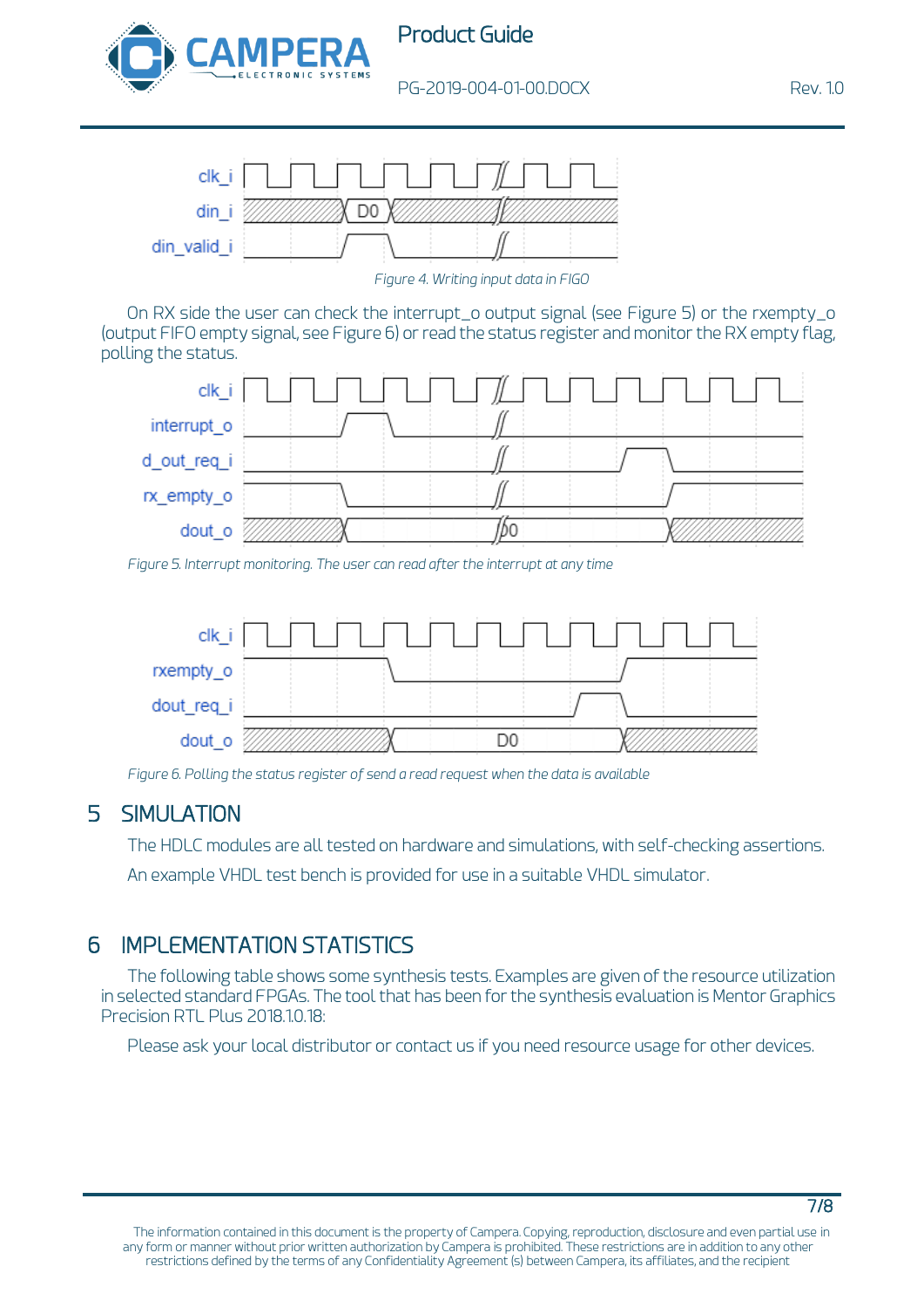Figure 4. Writing input data in FIGO

On RX side the user can check the interrupt_o output signal (see Figure 5) or the rxempty_o (output FIFO empty signal, see Figure 6) or read the status register and monitor the RX empty flag, polling the status.

Figure 5. Interrupt monitoring. The user can read after the interrupt at any time

Figure 6. Polling the status register of send a read request when the data is available

# 5 SIMULATION

The HDLC modules are all tested on hardware and simulations, with self-checking assertions.

An example VHDL test bench is provided for use in a suitable VHDL simulator.

# 6 IMPLEMENTATION STATISTICS

The following table shows some synthesis tests. Examples are given of the resource utilization in selected standard FPGAs. The tool that has been for the synthesis evaluation is Mentor Graphics Precision RTL Plus 2018.1.0.18:

Please ask your local distributor or contact us if you need resource usage for other devices.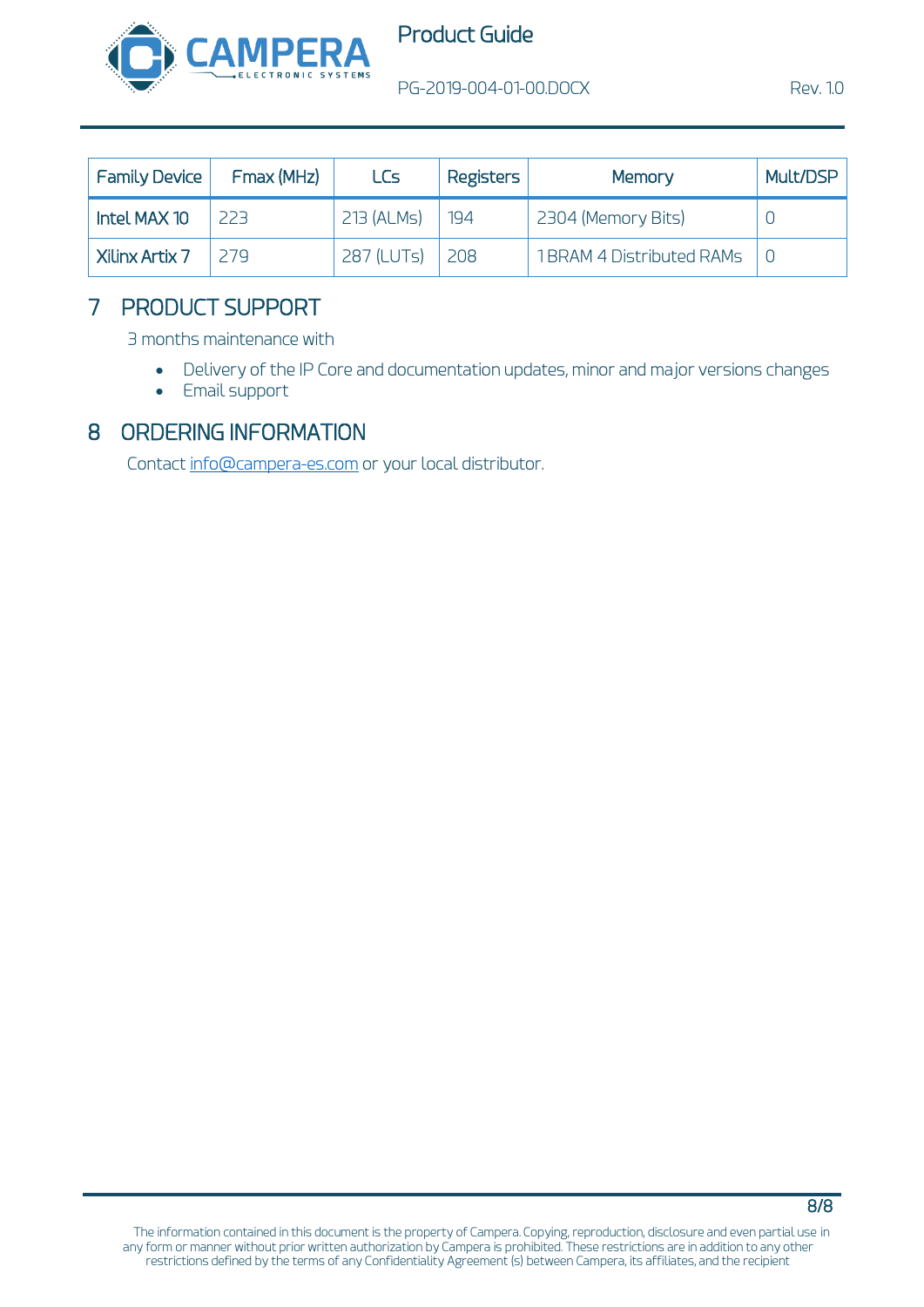| Family Device | Fmax (MHz) | LCs | Registers | Memory | Mult/DSP |
|---|---|---|---|---|---|
| Intel MAX 10 | 223 | 213 (ALMs) | 194 | 2304 (Memory Bits) | 0 |
| Xilinx Artix 7 | 279 | 287 (LUTs) | 208 | 1 BRAM 4 Distributed RAMs | 0 |

# 7 PRODUCT SUPPORT

3 months maintenance with

- Delivery of the IP Core and documentation updates, minor and major versions changes
- Email support

# 8 ORDERING INFORMATION

Contact info@campera-es.com or your local distributor.

The information contained in this document is the property of Campera. Copying, reproduction, disclosure and even partial use in any form or manner without prior written authorization by Campera is prohibited. These restrictions are in addition to any other restrictions defined by the terms of any Confidentiality Agreement (s) between Campera, its affiliates, and the recipient